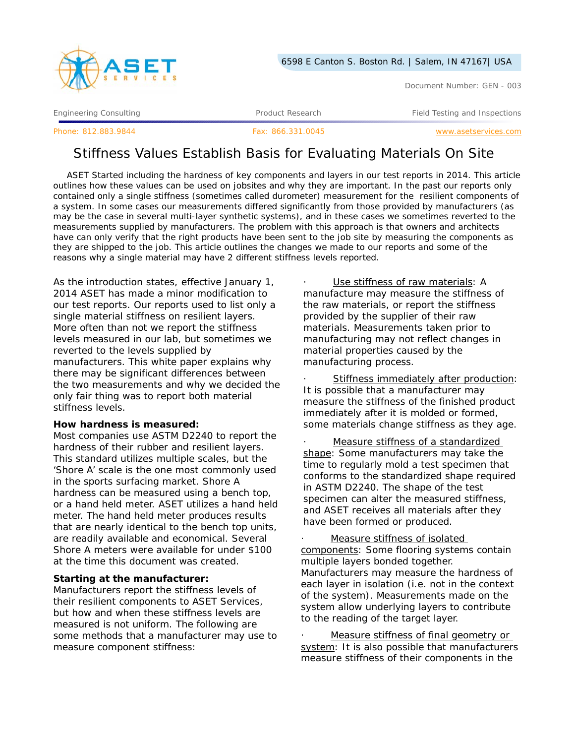6598 E Canton S. Boston Rd. | Salem, IN 47167| USA

Document Number: GEN - 003

Engineering Consulting | Product Research | Field Testing and Inspections

Phone: 812.883.9844 | Fax: 866.331.0045 | www.asetservices.com

# Stiffness Values Establish Basis for Evaluating Materials On Site

ASET Started including the hardness of key components and layers in our test reports in 2014. This article outlines how these values can be used on jobsites and why they are important. In the past our reports only contained only a single stiffness (sometimes called durometer) measurement for the resilient components of a system. In some cases our measurements differed significantly from those provided by manufacturers (as may be the case in several multi-layer synthetic systems), and in these cases we sometimes reverted to the measurements supplied by manufacturers. The problem with this approach is that owners and architects have can only verify that the right products have been sent to the job site by measuring the components as they are shipped to the job. This article outlines the changes we made to our reports and some of the reasons why a single material may have 2 different stiffness levels reported.

As the introduction states, effective January 1, 2014 ASET has made a minor modification to our test reports. Our reports used to list only a single material stiffness on resilient layers. More often than not we report the stiffness levels measured in our lab, but sometimes we reverted to the levels supplied by manufacturers. This white paper explains why there may be significant differences between the two measurements and why we decided the only fair thing was to report both material stiffness levels.

**How hardness is measured:**
Most companies use ASTM D2240 to report the hardness of their rubber and resilient layers. This standard utilizes multiple scales, but the 'Shore A' scale is the one most commonly used in the sports surfacing market. Shore A hardness can be measured using a bench top, or a hand held meter. ASET utilizes a hand held meter. The hand held meter produces results that are nearly identical to the bench top units, are readily available and economical. Several Shore A meters were available for under $100 at the time this document was created.

**Starting at the manufacturer:**
Manufacturers report the stiffness levels of their resilient components to ASET Services, but how and when these stiffness levels are measured is not uniform. The following are some methods that a manufacturer may use to measure component stiffness:

- Use stiffness of raw materials: A manufacture may measure the stiffness of the raw materials, or report the stiffness provided by the supplier of their raw materials. Measurements taken prior to manufacturing may not reflect changes in material properties caused by the manufacturing process.
- Stiffness immediately after production: It is possible that a manufacturer may measure the stiffness of the finished product immediately after it is molded or formed, some materials change stiffness as they age.
- Measure stiffness of a standardized shape: Some manufacturers may take the time to regularly mold a test specimen that conforms to the standardized shape required in ASTM D2240. The shape of the test specimen can alter the measured stiffness, and ASET receives all materials after they have been formed or produced.
- Measure stiffness of isolated components: Some flooring systems contain multiple layers bonded together. Manufacturers may measure the hardness of each layer in isolation (i.e. not in the context of the system). Measurements made on the system allow underlying layers to contribute to the reading of the target layer.
- Measure stiffness of final geometry or system: It is also possible that manufacturers measure stiffness of their components in the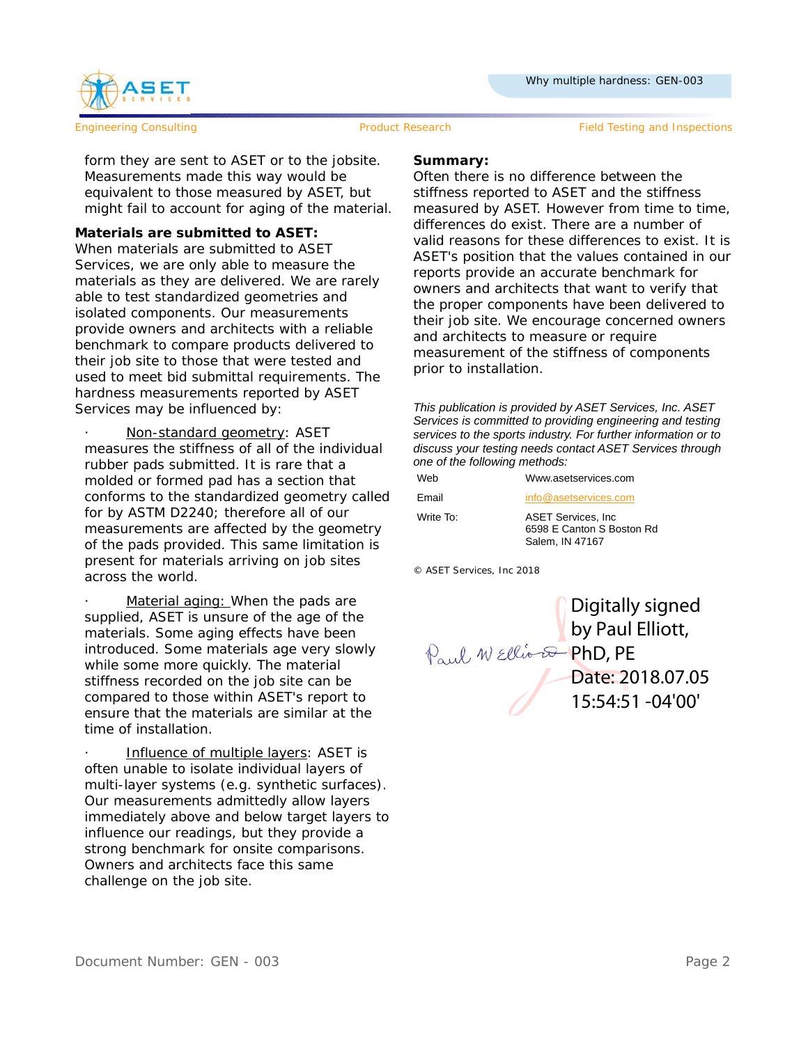form they are sent to ASET or to the jobsite. Measurements made this way would be equivalent to those measured by ASET, but might fail to account for aging of the material.

**Materials are submitted to ASET:**
When materials are submitted to ASET Services, we are only able to measure the materials as they are delivered. We are rarely able to test standardized geometries and isolated components. Our measurements provide owners and architects with a reliable benchmark to compare products delivered to their job site to those that were tested and used to meet bid submittal requirements. The hardness measurements reported by ASET Services may be influenced by:

- Non-standard geometry: ASET measures the stiffness of all of the individual rubber pads submitted. It is rare that a molded or formed pad has a section that conforms to the standardized geometry called for by ASTM D2240; therefore all of our measurements are affected by the geometry of the pads provided. This same limitation is present for materials arriving on job sites across the world.

- Material aging: When the pads are supplied, ASET is unsure of the age of the materials. Some aging effects have been introduced. Some materials age very slowly while some more quickly. The material stiffness recorded on the job site can be compared to those within ASET's report to ensure that the materials are similar at the time of installation.

- Influence of multiple layers: ASET is often unable to isolate individual layers of multi-layer systems (e.g. synthetic surfaces). Our measurements admittedly allow layers immediately above and below target layers to influence our readings, but they provide a strong benchmark for onsite comparisons. Owners and architects face this same challenge on the job site.

**Summary:**
Often there is no difference between the stiffness reported to ASET and the stiffness measured by ASET. However from time to time, differences do exist. There are a number of valid reasons for these differences to exist. It is ASET's position that the values contained in our reports provide an accurate benchmark for owners and architects that want to verify that the proper components have been delivered to their job site. We encourage concerned owners and architects to measure or require measurement of the stiffness of components prior to installation.

*This publication is provided by ASET Services, Inc. ASET Services is committed to providing engineering and testing services to the sports industry. For further information or to discuss your testing needs contact ASET Services through one of the following methods:*

| | |
|---|---|
| Web | Www.asetservices.com |
| Email | info@asetservices.com |
| Write To: | ASET Services, Inc<br>6598 E Canton S Boston Rd<br>Salem, IN 47167 |

© ASET Services, Inc 2018

Paul W Elliott

Digitally signed by Paul Elliott, PhD, PE
Date: 2018.07.05 15:54:51 -04'00'